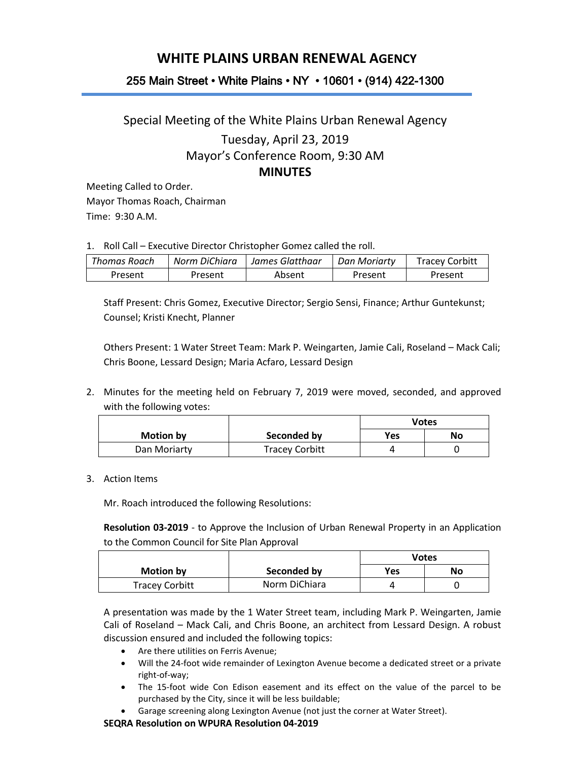# WHITE PLAINS URBAN RENEWAL AGENCY

## 255 Main Street • White Plains • NY • 10601 • (914) 422-1300

Special Meeting of the White Plains Urban Renewal Agency

Tuesday, April 23, 2019

Mayor's Conference Room, 9:30 AM

**MINUTES**

Meeting Called to Order.

Mayor Thomas Roach, Chairman

Time: 9:30 A.M.

1. Roll Call – Executive Director Christopher Gomez called the roll.

| *Thomas Roach* | *Norm DiChiara* | *James Glatthaar* | *Dan Moriarty* | Tracey Corbitt |
|---|---|---|---|---|
| Present | Present | Absent | Present | Present |

Staff Present: Chris Gomez, Executive Director; Sergio Sensi, Finance; Arthur Guntekunst; Counsel; Kristi Knecht, Planner

Others Present: 1 Water Street Team: Mark P. Weingarten, Jamie Cali, Roseland – Mack Cali; Chris Boone, Lessard Design; Maria Acfaro, Lessard Design

2. Minutes for the meeting held on February 7, 2019 were moved, seconded, and approved with the following votes:

| Motion by | Seconded by | Votes | |
|---|---|---|---|
| | | Yes | No |
| Dan Moriarty | Tracey Corbitt | 4 | 0 |

3. Action Items

Mr. Roach introduced the following Resolutions:

**Resolution 03-2019** - to Approve the Inclusion of Urban Renewal Property in an Application to the Common Council for Site Plan Approval

| Motion by | Seconded by | Votes | |
|---|---|---|---|
| | | Yes | No |
| Tracey Corbitt | Norm DiChiara | 4 | 0 |

A presentation was made by the 1 Water Street team, including Mark P. Weingarten, Jamie Cali of Roseland – Mack Cali, and Chris Boone, an architect from Lessard Design. A robust discussion ensured and included the following topics:

- Are there utilities on Ferris Avenue;
- Will the 24-foot wide remainder of Lexington Avenue become a dedicated street or a private right-of-way;
- The 15-foot wide Con Edison easement and its effect on the value of the parcel to be purchased by the City, since it will be less buildable;
- Garage screening along Lexington Avenue (not just the corner at Water Street).

**SEQRA Resolution on WPURA Resolution 04-2019**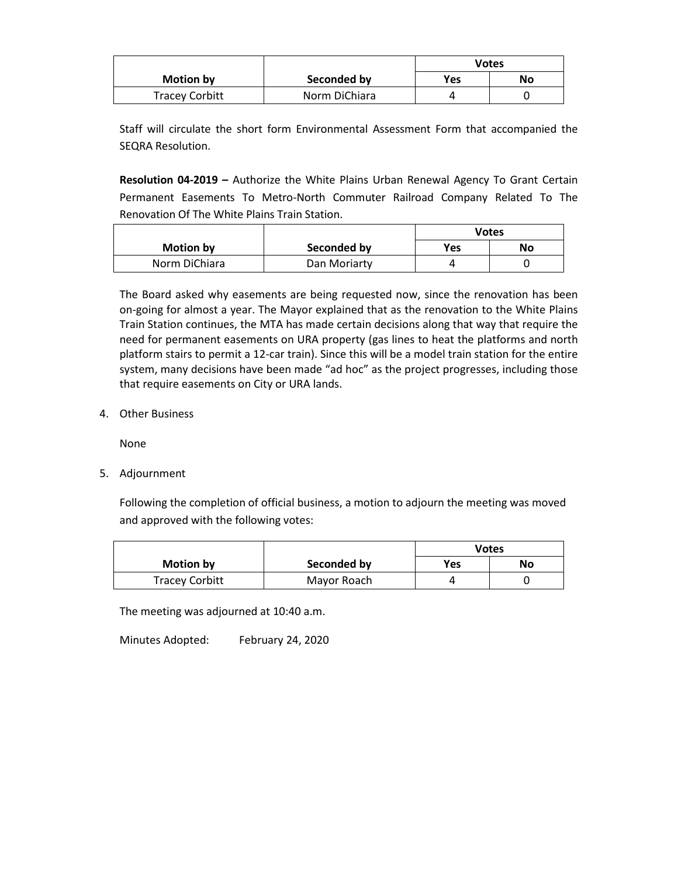| | | Votes | |
|---|---|---|---|
| **Motion by** | **Seconded by** | **Yes** | **No** |
| Tracey Corbitt | Norm DiChiara | 4 | 0 |

Staff will circulate the short form Environmental Assessment Form that accompanied the SEQRA Resolution.

**Resolution 04-2019 –** Authorize the White Plains Urban Renewal Agency To Grant Certain Permanent Easements To Metro-North Commuter Railroad Company Related To The Renovation Of The White Plains Train Station.

| | | Votes | |
|---|---|---|---|
| **Motion by** | **Seconded by** | **Yes** | **No** |
| Norm DiChiara | Dan Moriarty | 4 | 0 |

The Board asked why easements are being requested now, since the renovation has been on-going for almost a year. The Mayor explained that as the renovation to the White Plains Train Station continues, the MTA has made certain decisions along that way that require the need for permanent easements on URA property (gas lines to heat the platforms and north platform stairs to permit a 12-car train). Since this will be a model train station for the entire system, many decisions have been made "ad hoc" as the project progresses, including those that require easements on City or URA lands.

4. Other Business

   None

5. Adjournment

   Following the completion of official business, a motion to adjourn the meeting was moved and approved with the following votes:

| | | Votes | |
|---|---|---|---|
| **Motion by** | **Seconded by** | **Yes** | **No** |
| Tracey Corbitt | Mayor Roach | 4 | 0 |

The meeting was adjourned at 10:40 a.m.

Minutes Adopted: February 24, 2020